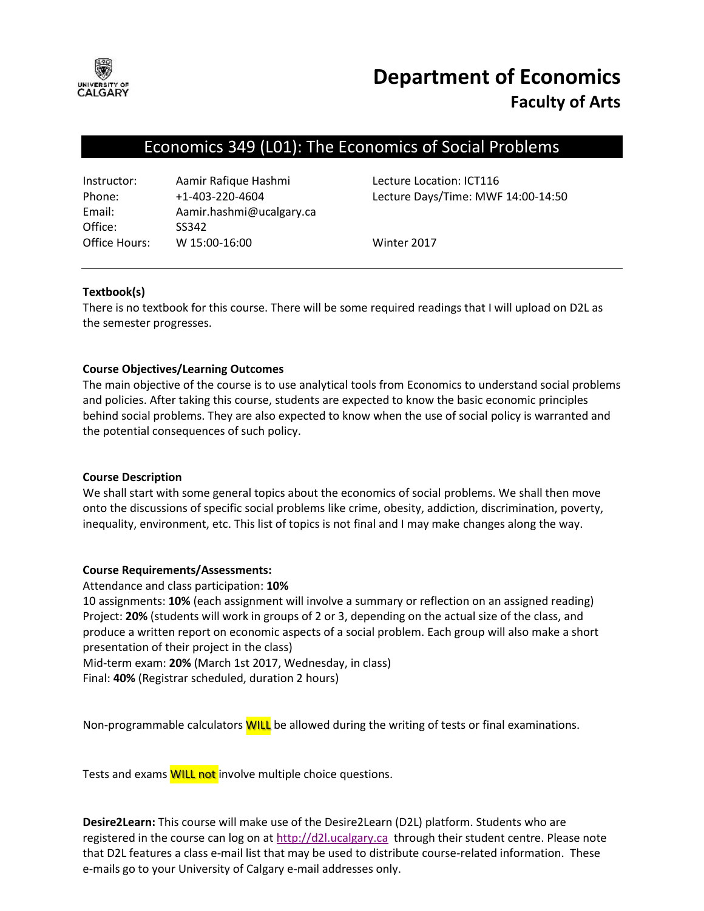# Department of Economics
## Faculty of Arts

## Economics 349 (L01): The Economics of Social Problems

| | | |
|---|---|---|
| Instructor: | Aamir Rafique Hashmi | Lecture Location: ICT116 |
| Phone: | +1-403-220-4604 | Lecture Days/Time: MWF 14:00-14:50 |
| Email: | Aamir.hashmi@ucalgary.ca | |
| Office: | SS342 | |
| Office Hours: | W 15:00-16:00 | Winter 2017 |

**Textbook(s)**

There is no textbook for this course. There will be some required readings that I will upload on D2L as the semester progresses.

**Course Objectives/Learning Outcomes**

The main objective of the course is to use analytical tools from Economics to understand social problems and policies. After taking this course, students are expected to know the basic economic principles behind social problems. They are also expected to know when the use of social policy is warranted and the potential consequences of such policy.

**Course Description**

We shall start with some general topics about the economics of social problems. We shall then move onto the discussions of specific social problems like crime, obesity, addiction, discrimination, poverty, inequality, environment, etc. This list of topics is not final and I may make changes along the way.

**Course Requirements/Assessments:**

Attendance and class participation: **10%**

10 assignments: **10%** (each assignment will involve a summary or reflection on an assigned reading)

Project: **20%** (students will work in groups of 2 or 3, depending on the actual size of the class, and produce a written report on economic aspects of a social problem. Each group will also make a short presentation of their project in the class)

Mid-term exam: **20%** (March 1st 2017, Wednesday, in class)

Final: **40%** (Registrar scheduled, duration 2 hours)

Non-programmable calculators WILL be allowed during the writing of tests or final examinations.

Tests and exams WILL not involve multiple choice questions.

**Desire2Learn:** This course will make use of the Desire2Learn (D2L) platform. Students who are registered in the course can log on at http://d2l.ucalgary.ca through their student centre. Please note that D2L features a class e-mail list that may be used to distribute course-related information. These e-mails go to your University of Calgary e-mail addresses only.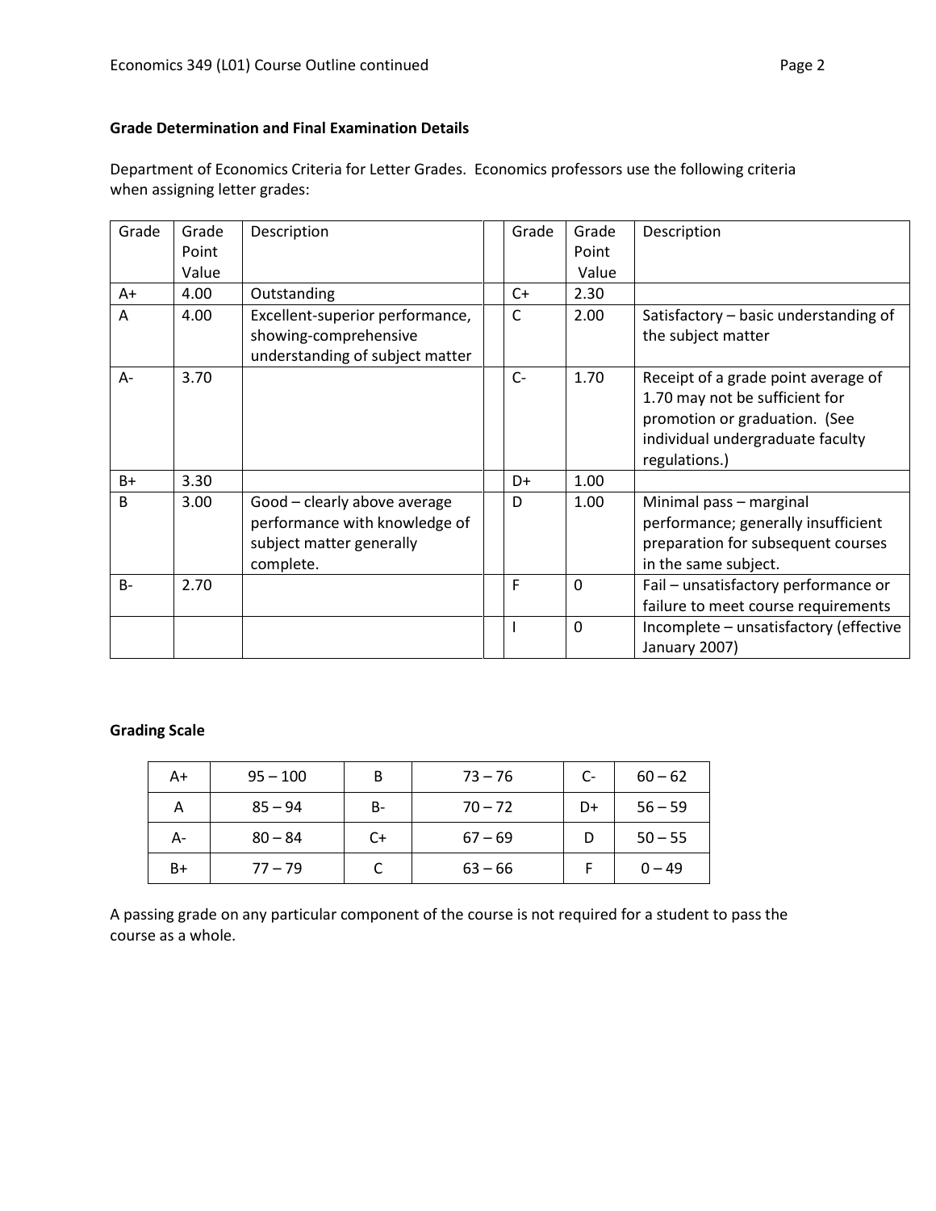**Grade Determination and Final Examination Details**

Department of Economics Criteria for Letter Grades. Economics professors use the following criteria when assigning letter grades:

| Grade | Grade Point Value | Description | | Grade | Grade Point Value | Description |
|---|---|---|---|---|---|---|
| A+ | 4.00 | Outstanding | | C+ | 2.30 | |
| A | 4.00 | Excellent-superior performance, showing-comprehensive understanding of subject matter | | C | 2.00 | Satisfactory – basic understanding of the subject matter |
| A- | 3.70 | | | C- | 1.70 | Receipt of a grade point average of 1.70 may not be sufficient for promotion or graduation. (See individual undergraduate faculty regulations.) |
| B+ | 3.30 | | | D+ | 1.00 | |
| B | 3.00 | Good – clearly above average performance with knowledge of subject matter generally complete. | | D | 1.00 | Minimal pass – marginal performance; generally insufficient preparation for subsequent courses in the same subject. |
| B- | 2.70 | | | F | 0 | Fail – unsatisfactory performance or failure to meet course requirements |
| | | | | I | 0 | Incomplete – unsatisfactory (effective January 2007) |

**Grading Scale**

| A+ | 95 – 100 | B | 73 – 76 | C- | 60 – 62 |
|---|---|---|---|---|---|
| A | 85 – 94 | B- | 70 – 72 | D+ | 56 – 59 |
| A- | 80 – 84 | C+ | 67 – 69 | D | 50 – 55 |
| B+ | 77 – 79 | C | 63 – 66 | F | 0 – 49 |

A passing grade on any particular component of the course is not required for a student to pass the course as a whole.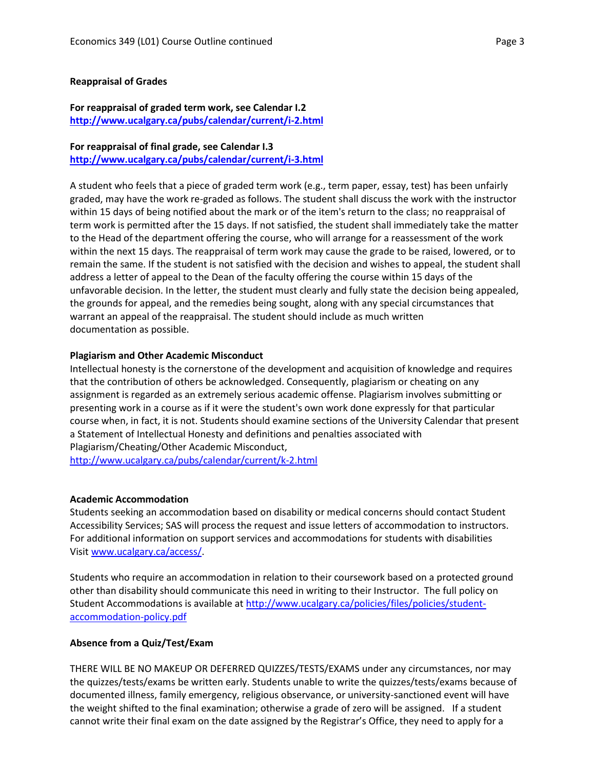**Reappraisal of Grades**

**For reappraisal of graded term work, see Calendar I.2**
**http://www.ucalgary.ca/pubs/calendar/current/i-2.html**

**For reappraisal of final grade, see Calendar I.3**
**http://www.ucalgary.ca/pubs/calendar/current/i-3.html**

A student who feels that a piece of graded term work (e.g., term paper, essay, test) has been unfairly graded, may have the work re-graded as follows. The student shall discuss the work with the instructor within 15 days of being notified about the mark or of the item's return to the class; no reappraisal of term work is permitted after the 15 days. If not satisfied, the student shall immediately take the matter to the Head of the department offering the course, who will arrange for a reassessment of the work within the next 15 days. The reappraisal of term work may cause the grade to be raised, lowered, or to remain the same. If the student is not satisfied with the decision and wishes to appeal, the student shall address a letter of appeal to the Dean of the faculty offering the course within 15 days of the unfavorable decision. In the letter, the student must clearly and fully state the decision being appealed, the grounds for appeal, and the remedies being sought, along with any special circumstances that warrant an appeal of the reappraisal. The student should include as much written documentation as possible.

**Plagiarism and Other Academic Misconduct**

Intellectual honesty is the cornerstone of the development and acquisition of knowledge and requires that the contribution of others be acknowledged. Consequently, plagiarism or cheating on any assignment is regarded as an extremely serious academic offense. Plagiarism involves submitting or presenting work in a course as if it were the student's own work done expressly for that particular course when, in fact, it is not. Students should examine sections of the University Calendar that present a Statement of Intellectual Honesty and definitions and penalties associated with Plagiarism/Cheating/Other Academic Misconduct,
http://www.ucalgary.ca/pubs/calendar/current/k-2.html

**Academic Accommodation**

Students seeking an accommodation based on disability or medical concerns should contact Student Accessibility Services; SAS will process the request and issue letters of accommodation to instructors. For additional information on support services and accommodations for students with disabilities Visit www.ucalgary.ca/access/.

Students who require an accommodation in relation to their coursework based on a protected ground other than disability should communicate this need in writing to their Instructor. The full policy on Student Accommodations is available at http://www.ucalgary.ca/policies/files/policies/student-accommodation-policy.pdf

**Absence from a Quiz/Test/Exam**

THERE WILL BE NO MAKEUP OR DEFERRED QUIZZES/TESTS/EXAMS under any circumstances, nor may the quizzes/tests/exams be written early. Students unable to write the quizzes/tests/exams because of documented illness, family emergency, religious observance, or university-sanctioned event will have the weight shifted to the final examination; otherwise a grade of zero will be assigned. If a student cannot write their final exam on the date assigned by the Registrar's Office, they need to apply for a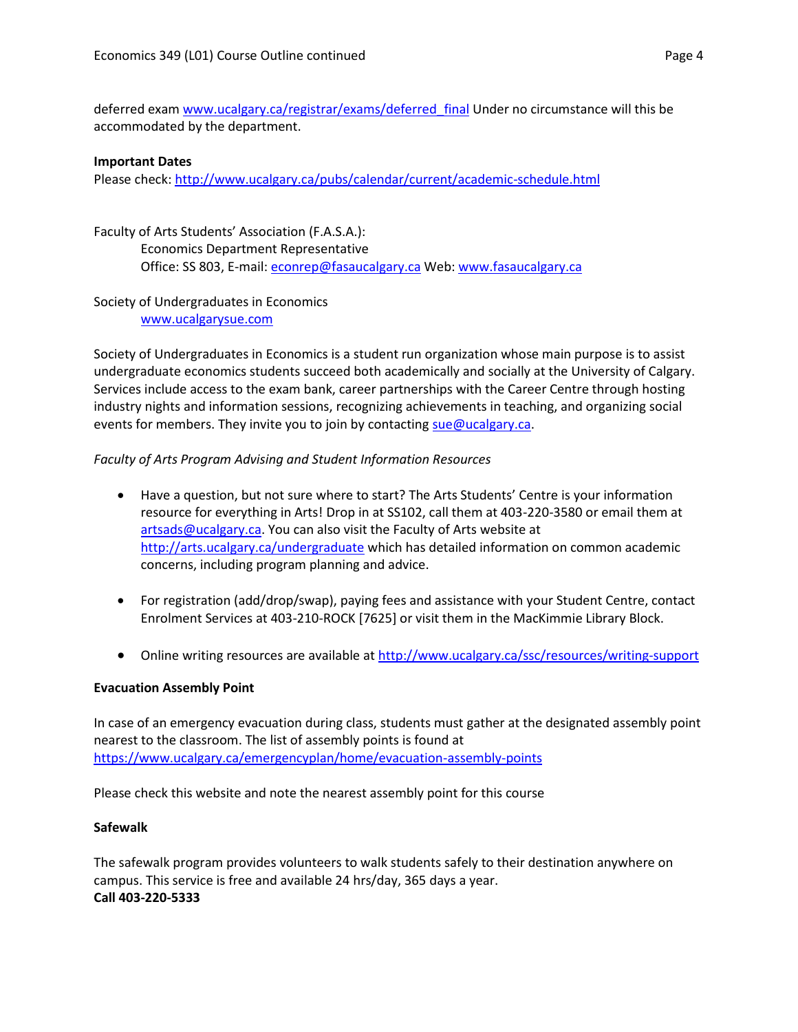deferred exam www.ucalgary.ca/registrar/exams/deferred_final Under no circumstance will this be accommodated by the department.

**Important Dates**

Please check: http://www.ucalgary.ca/pubs/calendar/current/academic-schedule.html

Faculty of Arts Students' Association (F.A.S.A.):
Economics Department Representative
Office: SS 803, E-mail: econrep@fasaucalgary.ca Web: www.fasaucalgary.ca

Society of Undergraduates in Economics
www.ucalgarysue.com

Society of Undergraduates in Economics is a student run organization whose main purpose is to assist undergraduate economics students succeed both academically and socially at the University of Calgary. Services include access to the exam bank, career partnerships with the Career Centre through hosting industry nights and information sessions, recognizing achievements in teaching, and organizing social events for members. They invite you to join by contacting sue@ucalgary.ca.

*Faculty of Arts Program Advising and Student Information Resources*

- Have a question, but not sure where to start? The Arts Students' Centre is your information resource for everything in Arts! Drop in at SS102, call them at 403-220-3580 or email them at artsads@ucalgary.ca. You can also visit the Faculty of Arts website at http://arts.ucalgary.ca/undergraduate which has detailed information on common academic concerns, including program planning and advice.

- For registration (add/drop/swap), paying fees and assistance with your Student Centre, contact Enrolment Services at 403-210-ROCK [7625] or visit them in the MacKimmie Library Block.

- Online writing resources are available at http://www.ucalgary.ca/ssc/resources/writing-support

**Evacuation Assembly Point**

In case of an emergency evacuation during class, students must gather at the designated assembly point nearest to the classroom. The list of assembly points is found at https://www.ucalgary.ca/emergencyplan/home/evacuation-assembly-points

Please check this website and note the nearest assembly point for this course

**Safewalk**

The safewalk program provides volunteers to walk students safely to their destination anywhere on campus. This service is free and available 24 hrs/day, 365 days a year.
**Call 403-220-5333**